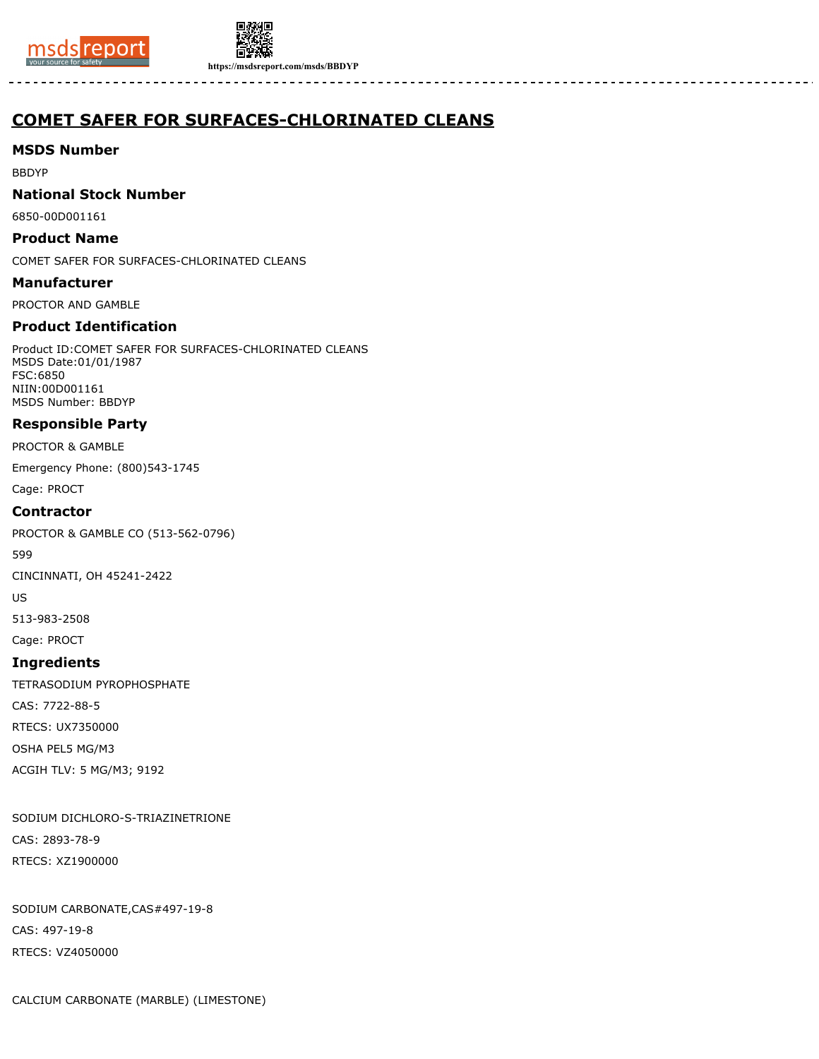# COMET SAFER FOR SURFACES-CHLORINATED CLEANS

## MSDS Number

BBDYP

## National Stock Number

6850-00D001161

## Product Name

COMET SAFER FOR SURFACES-CHLORINATED CLEANS

## Manufacturer

PROCTOR AND GAMBLE

## Product Identification

Product ID:COMET SAFER FOR SURFACES-CHLORINATED CLEANS
MSDS Date:01/01/1987
FSC:6850
NIIN:00D001161
MSDS Number: BBDYP

## Responsible Party

PROCTOR & GAMBLE

Emergency Phone: (800)543-1745

Cage: PROCT

## Contractor

PROCTOR & GAMBLE CO (513-562-0796)

599

CINCINNATI, OH 45241-2422

US

513-983-2508

Cage: PROCT

## Ingredients

TETRASODIUM PYROPHOSPHATE

CAS: 7722-88-5

RTECS: UX7350000

OSHA PEL5 MG/M3

ACGIH TLV: 5 MG/M3; 9192

SODIUM DICHLORO-S-TRIAZINETRIONE

CAS: 2893-78-9

RTECS: XZ1900000

SODIUM CARBONATE,CAS#497-19-8

CAS: 497-19-8

RTECS: VZ4050000

CALCIUM CARBONATE (MARBLE) (LIMESTONE)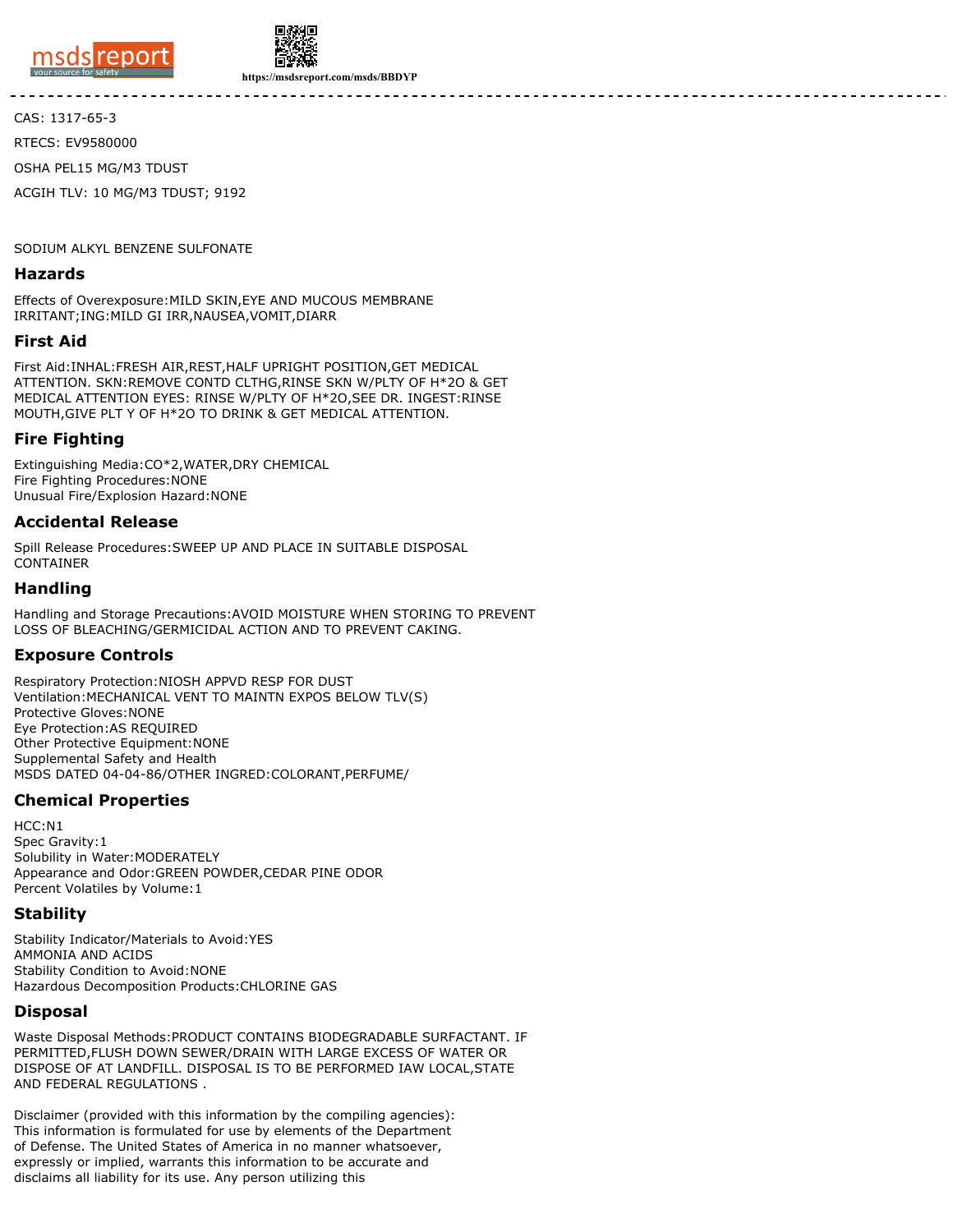CAS: 1317-65-3

RTECS: EV9580000

OSHA PEL15 MG/M3 TDUST

ACGIH TLV: 10 MG/M3 TDUST; 9192

SODIUM ALKYL BENZENE SULFONATE

## Hazards

Effects of Overexposure:MILD SKIN,EYE AND MUCOUS MEMBRANE IRRITANT;ING:MILD GI IRR,NAUSEA,VOMIT,DIARR

## First Aid

First Aid:INHAL:FRESH AIR,REST,HALF UPRIGHT POSITION,GET MEDICAL ATTENTION. SKN:REMOVE CONTD CLTHG,RINSE SKN W/PLTY OF H*2O & GET MEDICAL ATTENTION EYES: RINSE W/PLTY OF H*2O,SEE DR. INGEST:RINSE MOUTH,GIVE PLT Y OF H*2O TO DRINK & GET MEDICAL ATTENTION.

## Fire Fighting

Extinguishing Media:CO*2,WATER,DRY CHEMICAL
Fire Fighting Procedures:NONE
Unusual Fire/Explosion Hazard:NONE

## Accidental Release

Spill Release Procedures:SWEEP UP AND PLACE IN SUITABLE DISPOSAL CONTAINER

## Handling

Handling and Storage Precautions:AVOID MOISTURE WHEN STORING TO PREVENT LOSS OF BLEACHING/GERMICIDAL ACTION AND TO PREVENT CAKING.

## Exposure Controls

Respiratory Protection:NIOSH APPVD RESP FOR DUST
Ventilation:MECHANICAL VENT TO MAINTN EXPOS BELOW TLV(S)
Protective Gloves:NONE
Eye Protection:AS REQUIRED
Other Protective Equipment:NONE
Supplemental Safety and Health
MSDS DATED 04-04-86/OTHER INGRED:COLORANT,PERFUME/

## Chemical Properties

HCC:N1
Spec Gravity:1
Solubility in Water:MODERATELY
Appearance and Odor:GREEN POWDER,CEDAR PINE ODOR
Percent Volatiles by Volume:1

## Stability

Stability Indicator/Materials to Avoid:YES
AMMONIA AND ACIDS
Stability Condition to Avoid:NONE
Hazardous Decomposition Products:CHLORINE GAS

## Disposal

Waste Disposal Methods:PRODUCT CONTAINS BIODEGRADABLE SURFACTANT. IF PERMITTED,FLUSH DOWN SEWER/DRAIN WITH LARGE EXCESS OF WATER OR DISPOSE OF AT LANDFILL. DISPOSAL IS TO BE PERFORMED IAW LOCAL,STATE AND FEDERAL REGULATIONS .

Disclaimer (provided with this information by the compiling agencies): This information is formulated for use by elements of the Department of Defense. The United States of America in no manner whatsoever, expressly or implied, warrants this information to be accurate and disclaims all liability for its use. Any person utilizing this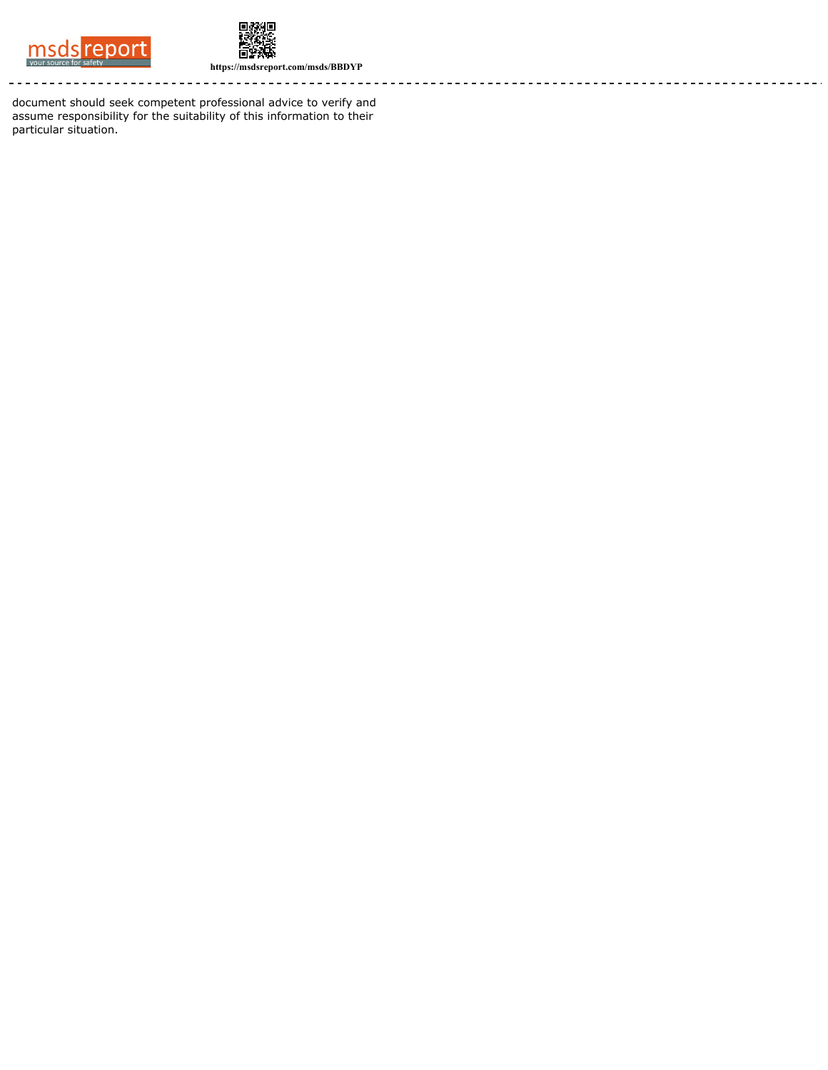document should seek competent professional advice to verify and assume responsibility for the suitability of this information to their particular situation.